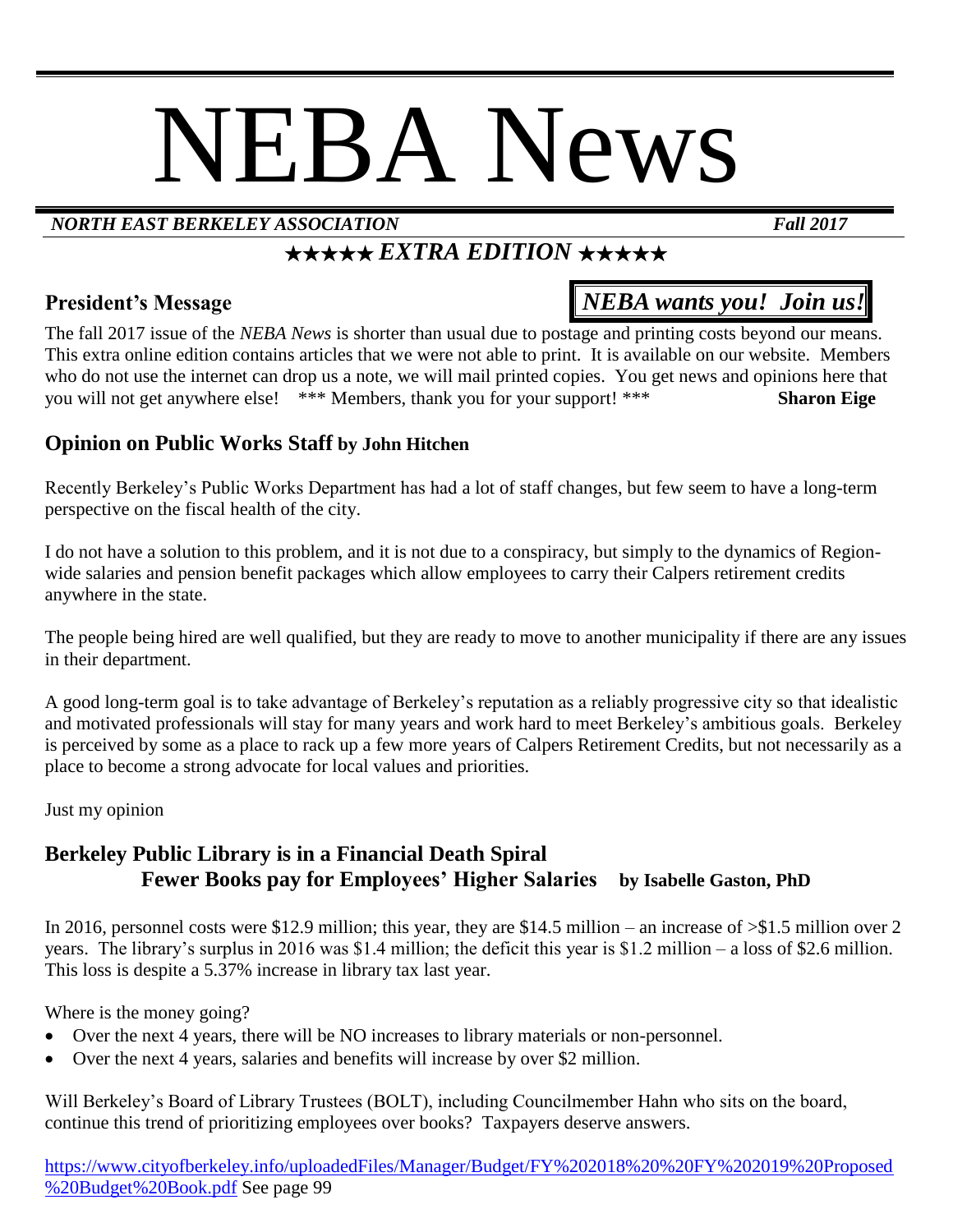# NEBA News

***NORTH EAST BERKELEY ASSOCIATION*** ***Fall 2017***

## ★★★★★ *EXTRA EDITION* ★★★★★

### President's Message

***NEBA wants you! Join us!***

The fall 2017 issue of the *NEBA News* is shorter than usual due to postage and printing costs beyond our means. This extra online edition contains articles that we were not able to print. It is available on our website. Members who do not use the internet can drop us a note, we will mail printed copies. You get news and opinions here that you will not get anywhere else! *** Members, thank you for your support! *** **Sharon Eige**

### Opinion on Public Works Staff by John Hitchen

Recently Berkeley's Public Works Department has had a lot of staff changes, but few seem to have a long-term perspective on the fiscal health of the city.

I do not have a solution to this problem, and it is not due to a conspiracy, but simply to the dynamics of Region-wide salaries and pension benefit packages which allow employees to carry their Calpers retirement credits anywhere in the state.

The people being hired are well qualified, but they are ready to move to another municipality if there are any issues in their department.

A good long-term goal is to take advantage of Berkeley's reputation as a reliably progressive city so that idealistic and motivated professionals will stay for many years and work hard to meet Berkeley's ambitious goals. Berkeley is perceived by some as a place to rack up a few more years of Calpers Retirement Credits, but not necessarily as a place to become a strong advocate for local values and priorities.

Just my opinion

### Berkeley Public Library is in a Financial Death Spiral
### Fewer Books pay for Employees' Higher Salaries by Isabelle Gaston, PhD

In 2016, personnel costs were $12.9 million; this year, they are $14.5 million – an increase of >$1.5 million over 2 years. The library's surplus in 2016 was $1.4 million; the deficit this year is $1.2 million – a loss of $2.6 million. This loss is despite a 5.37% increase in library tax last year.

Where is the money going?

- Over the next 4 years, there will be NO increases to library materials or non-personnel.
- Over the next 4 years, salaries and benefits will increase by over $2 million.

Will Berkeley's Board of Library Trustees (BOLT), including Councilmember Hahn who sits on the board, continue this trend of prioritizing employees over books? Taxpayers deserve answers.

https://www.cityofberkeley.info/uploadedFiles/Manager/Budget/FY%202018%20%20FY%202019%20Proposed%20Budget%20Book.pdf See page 99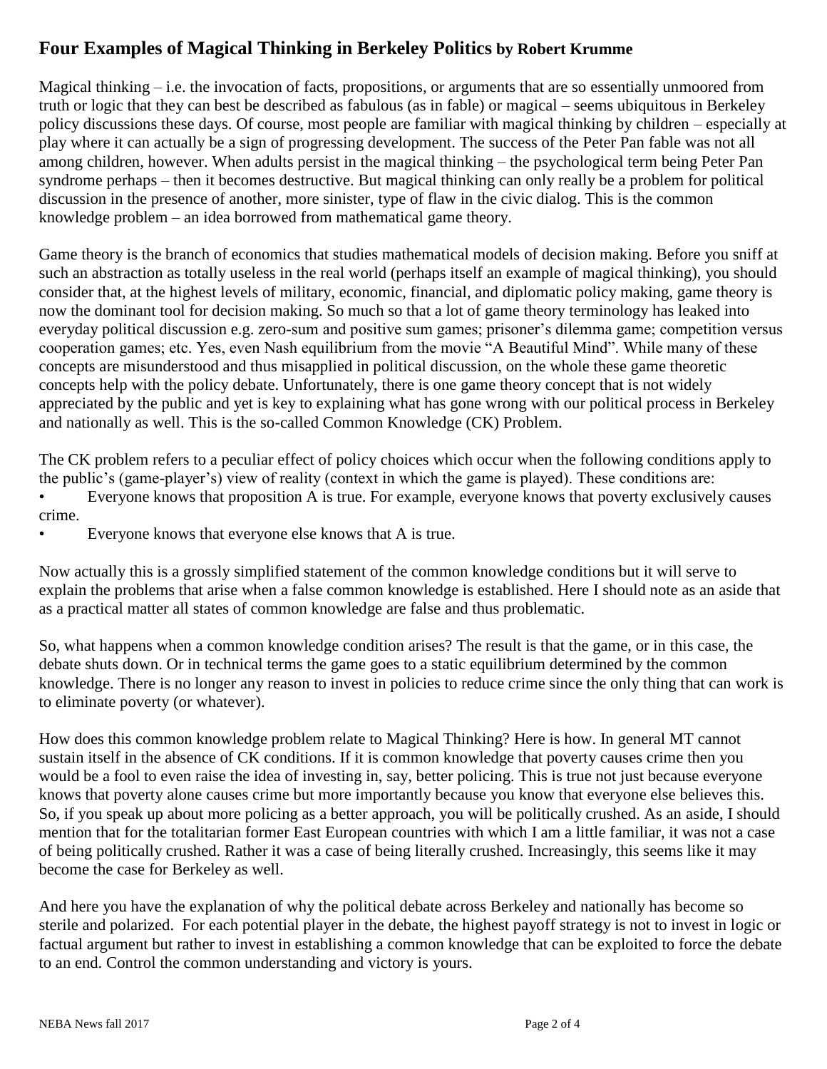## Four Examples of Magical Thinking in Berkeley Politics **by Robert Krumme**

Magical thinking – i.e. the invocation of facts, propositions, or arguments that are so essentially unmoored from truth or logic that they can best be described as fabulous (as in fable) or magical – seems ubiquitous in Berkeley policy discussions these days. Of course, most people are familiar with magical thinking by children – especially at play where it can actually be a sign of progressing development. The success of the Peter Pan fable was not all among children, however. When adults persist in the magical thinking – the psychological term being Peter Pan syndrome perhaps – then it becomes destructive. But magical thinking can only really be a problem for political discussion in the presence of another, more sinister, type of flaw in the civic dialog. This is the common knowledge problem – an idea borrowed from mathematical game theory.

Game theory is the branch of economics that studies mathematical models of decision making. Before you sniff at such an abstraction as totally useless in the real world (perhaps itself an example of magical thinking), you should consider that, at the highest levels of military, economic, financial, and diplomatic policy making, game theory is now the dominant tool for decision making. So much so that a lot of game theory terminology has leaked into everyday political discussion e.g. zero-sum and positive sum games; prisoner's dilemma game; competition versus cooperation games; etc. Yes, even Nash equilibrium from the movie "A Beautiful Mind". While many of these concepts are misunderstood and thus misapplied in political discussion, on the whole these game theoretic concepts help with the policy debate. Unfortunately, there is one game theory concept that is not widely appreciated by the public and yet is key to explaining what has gone wrong with our political process in Berkeley and nationally as well. This is the so-called Common Knowledge (CK) Problem.

The CK problem refers to a peculiar effect of policy choices which occur when the following conditions apply to the public's (game-player's) view of reality (context in which the game is played). These conditions are:

- Everyone knows that proposition A is true. For example, everyone knows that poverty exclusively causes crime.
- Everyone knows that everyone else knows that A is true.

Now actually this is a grossly simplified statement of the common knowledge conditions but it will serve to explain the problems that arise when a false common knowledge is established. Here I should note as an aside that as a practical matter all states of common knowledge are false and thus problematic.

So, what happens when a common knowledge condition arises? The result is that the game, or in this case, the debate shuts down. Or in technical terms the game goes to a static equilibrium determined by the common knowledge. There is no longer any reason to invest in policies to reduce crime since the only thing that can work is to eliminate poverty (or whatever).

How does this common knowledge problem relate to Magical Thinking? Here is how. In general MT cannot sustain itself in the absence of CK conditions. If it is common knowledge that poverty causes crime then you would be a fool to even raise the idea of investing in, say, better policing. This is true not just because everyone knows that poverty alone causes crime but more importantly because you know that everyone else believes this. So, if you speak up about more policing as a better approach, you will be politically crushed. As an aside, I should mention that for the totalitarian former East European countries with which I am a little familiar, it was not a case of being politically crushed. Rather it was a case of being literally crushed. Increasingly, this seems like it may become the case for Berkeley as well.

And here you have the explanation of why the political debate across Berkeley and nationally has become so sterile and polarized. For each potential player in the debate, the highest payoff strategy is not to invest in logic or factual argument but rather to invest in establishing a common knowledge that can be exploited to force the debate to an end. Control the common understanding and victory is yours.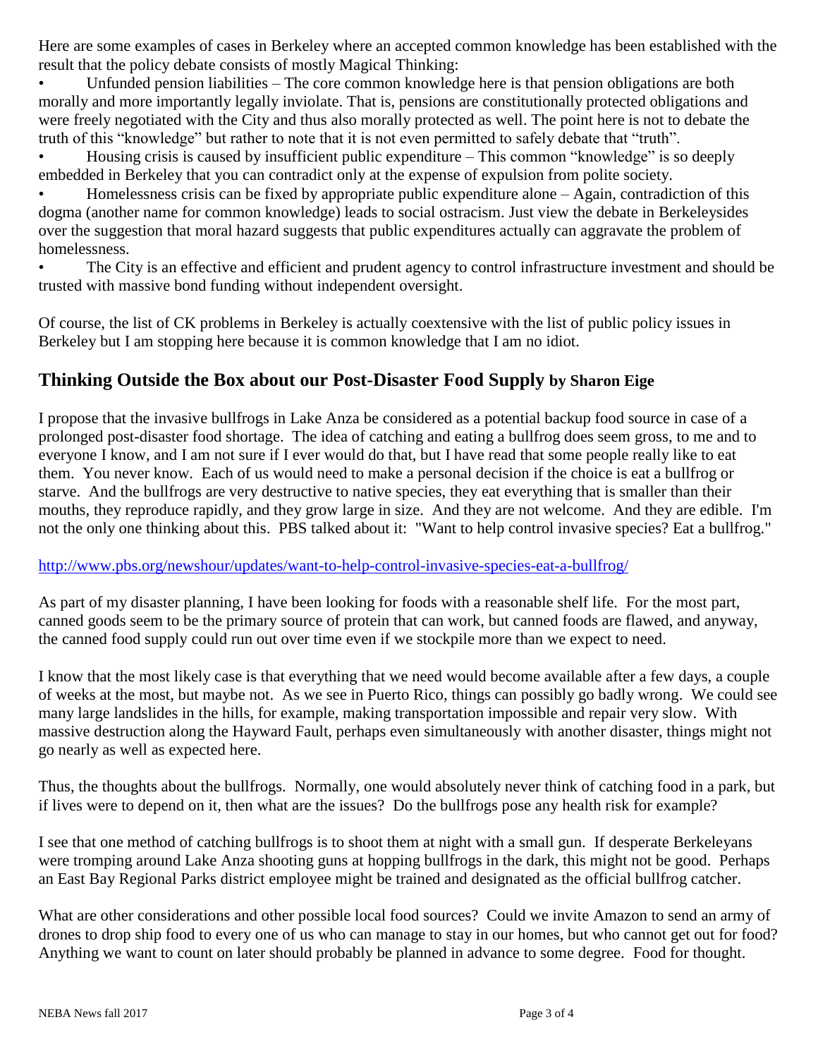Here are some examples of cases in Berkeley where an accepted common knowledge has been established with the result that the policy debate consists of mostly Magical Thinking:

- Unfunded pension liabilities – The core common knowledge here is that pension obligations are both morally and more importantly legally inviolate. That is, pensions are constitutionally protected obligations and were freely negotiated with the City and thus also morally protected as well. The point here is not to debate the truth of this "knowledge" but rather to note that it is not even permitted to safely debate that "truth".
- Housing crisis is caused by insufficient public expenditure – This common "knowledge" is so deeply embedded in Berkeley that you can contradict only at the expense of expulsion from polite society.
- Homelessness crisis can be fixed by appropriate public expenditure alone – Again, contradiction of this dogma (another name for common knowledge) leads to social ostracism. Just view the debate in Berkeleysides over the suggestion that moral hazard suggests that public expenditures actually can aggravate the problem of homelessness.
- The City is an effective and efficient and prudent agency to control infrastructure investment and should be trusted with massive bond funding without independent oversight.

Of course, the list of CK problems in Berkeley is actually coextensive with the list of public policy issues in Berkeley but I am stopping here because it is common knowledge that I am no idiot.

## Thinking Outside the Box about our Post-Disaster Food Supply by Sharon Eige

I propose that the invasive bullfrogs in Lake Anza be considered as a potential backup food source in case of a prolonged post-disaster food shortage. The idea of catching and eating a bullfrog does seem gross, to me and to everyone I know, and I am not sure if I ever would do that, but I have read that some people really like to eat them. You never know. Each of us would need to make a personal decision if the choice is eat a bullfrog or starve. And the bullfrogs are very destructive to native species, they eat everything that is smaller than their mouths, they reproduce rapidly, and they grow large in size. And they are not welcome. And they are edible. I'm not the only one thinking about this. PBS talked about it: "Want to help control invasive species? Eat a bullfrog."

http://www.pbs.org/newshour/updates/want-to-help-control-invasive-species-eat-a-bullfrog/

As part of my disaster planning, I have been looking for foods with a reasonable shelf life. For the most part, canned goods seem to be the primary source of protein that can work, but canned foods are flawed, and anyway, the canned food supply could run out over time even if we stockpile more than we expect to need.

I know that the most likely case is that everything that we need would become available after a few days, a couple of weeks at the most, but maybe not. As we see in Puerto Rico, things can possibly go badly wrong. We could see many large landslides in the hills, for example, making transportation impossible and repair very slow. With massive destruction along the Hayward Fault, perhaps even simultaneously with another disaster, things might not go nearly as well as expected here.

Thus, the thoughts about the bullfrogs. Normally, one would absolutely never think of catching food in a park, but if lives were to depend on it, then what are the issues? Do the bullfrogs pose any health risk for example?

I see that one method of catching bullfrogs is to shoot them at night with a small gun. If desperate Berkeleyans were tromping around Lake Anza shooting guns at hopping bullfrogs in the dark, this might not be good. Perhaps an East Bay Regional Parks district employee might be trained and designated as the official bullfrog catcher.

What are other considerations and other possible local food sources? Could we invite Amazon to send an army of drones to drop ship food to every one of us who can manage to stay in our homes, but who cannot get out for food? Anything we want to count on later should probably be planned in advance to some degree. Food for thought.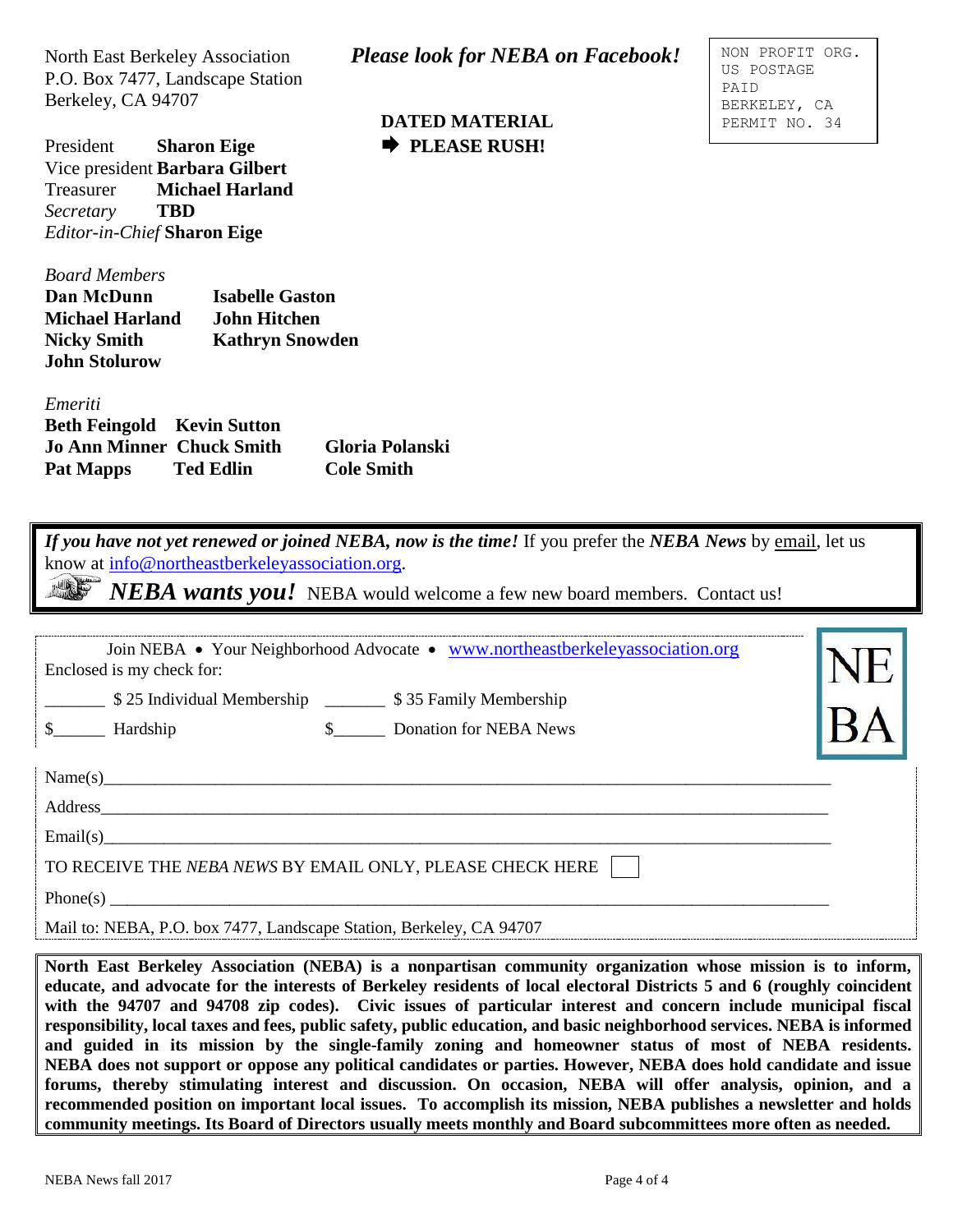North East Berkeley Association
P.O. Box 7477, Landscape Station
Berkeley, CA 94707

***Please look for NEBA on Facebook!***

NON PROFIT ORG.
US POSTAGE
PAID
BERKELEY, CA
PERMIT NO. 34

**DATED MATERIAL**
**➡ PLEASE RUSH!**

President **Sharon Eige**
Vice president **Barbara Gilbert**
Treasurer **Michael Harland**
*Secretary* **TBD**
*Editor-in-Chief* **Sharon Eige**

*Board Members*

**Dan McDunn**
**Michael Harland**
**Nicky Smith**
**John Stolurow**
**Isabelle Gaston**
**John Hitchen**
**Kathryn Snowden**

*Emeriti*

**Beth Feingold**
**Jo Ann Minner**
**Pat Mapps**
**Kevin Sutton**
**Chuck Smith**
**Ted Edlin**
**Gloria Polanski**
**Cole Smith**

***If you have not yet renewed or joined NEBA, now is the time!*** If you prefer the ***NEBA News*** by email, let us know at info@northeastberkeleyassociation.org.

***NEBA wants you!*** NEBA would welcome a few new board members. Contact us!

Join NEBA • Your Neighborhood Advocate • www.northeastberkeleyassociation.org

NE
BA

Enclosed is my check for:

_______ $ 25 Individual Membership _______ $ 35 Family Membership

$______ Hardship $______ Donation for NEBA News

Name(s)______________________________________________________________

Address______________________________________________________________

Email(s)______________________________________________________________

TO RECEIVE THE *NEBA NEWS* BY EMAIL ONLY, PLEASE CHECK HERE ☐

Phone(s) ______________________________________________________________

Mail to: NEBA, P.O. box 7477, Landscape Station, Berkeley, CA 94707

**North East Berkeley Association (NEBA) is a nonpartisan community organization whose mission is to inform, educate, and advocate for the interests of Berkeley residents of local electoral Districts 5 and 6 (roughly coincident with the 94707 and 94708 zip codes). Civic issues of particular interest and concern include municipal fiscal responsibility, local taxes and fees, public safety, public education, and basic neighborhood services. NEBA is informed and guided in its mission by the single-family zoning and homeowner status of most of NEBA residents. NEBA does not support or oppose any political candidates or parties. However, NEBA does hold candidate and issue forums, thereby stimulating interest and discussion. On occasion, NEBA will offer analysis, opinion, and a recommended position on important local issues. To accomplish its mission, NEBA publishes a newsletter and holds community meetings. Its Board of Directors usually meets monthly and Board subcommittees more often as needed.**